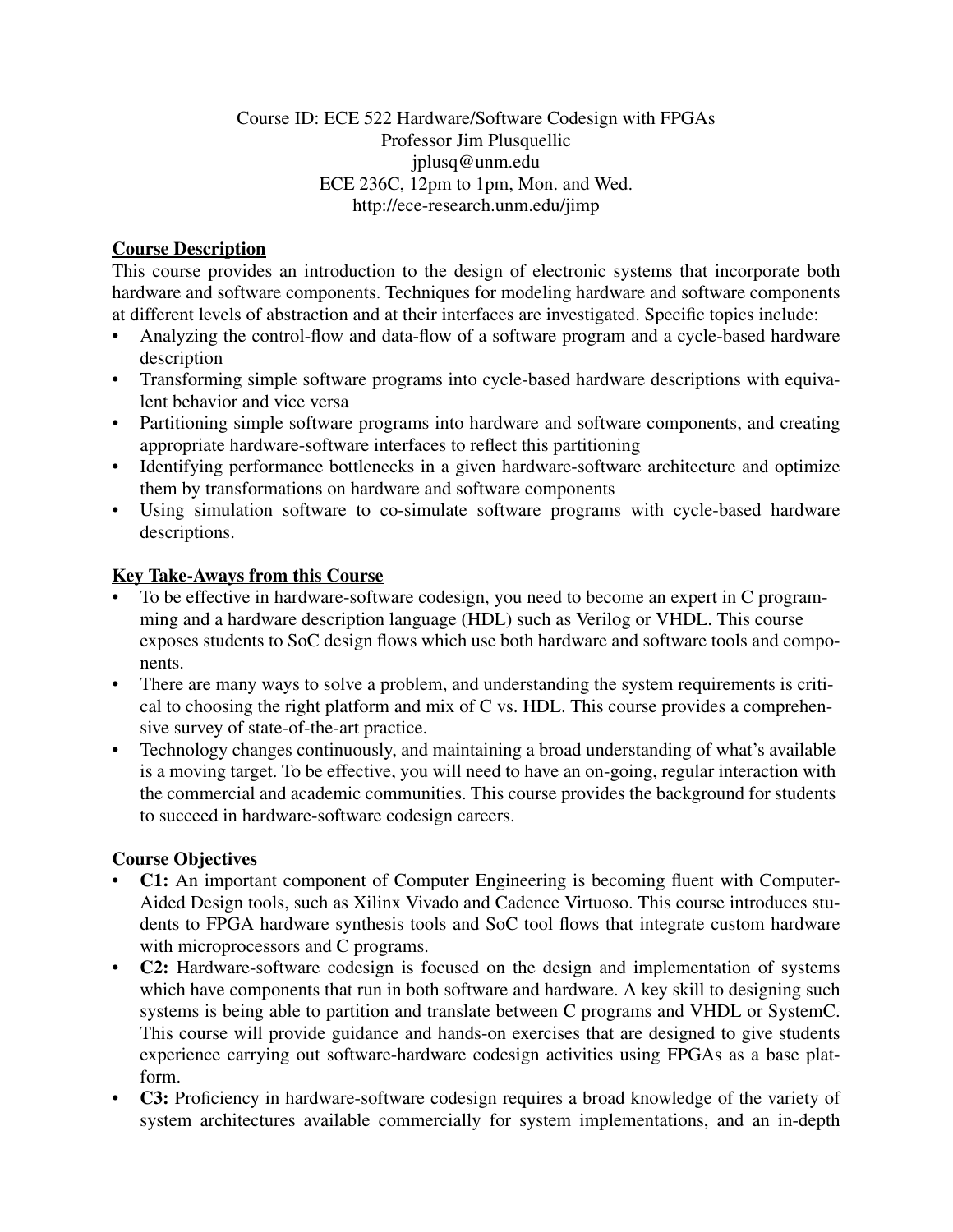Course ID: ECE 522 Hardware/Software Codesign with FPGAs
Professor Jim Plusquellic
jplusq@unm.edu
ECE 236C, 12pm to 1pm, Mon. and Wed.
http://ece-research.unm.edu/jimp

## Course Description

This course provides an introduction to the design of electronic systems that incorporate both hardware and software components. Techniques for modeling hardware and software components at different levels of abstraction and at their interfaces are investigated. Specific topics include:

- Analyzing the control-flow and data-flow of a software program and a cycle-based hardware description
- Transforming simple software programs into cycle-based hardware descriptions with equivalent behavior and vice versa
- Partitioning simple software programs into hardware and software components, and creating appropriate hardware-software interfaces to reflect this partitioning
- Identifying performance bottlenecks in a given hardware-software architecture and optimize them by transformations on hardware and software components
- Using simulation software to co-simulate software programs with cycle-based hardware descriptions.

## Key Take-Aways from this Course

- To be effective in hardware-software codesign, you need to become an expert in C programming and a hardware description language (HDL) such as Verilog or VHDL. This course exposes students to SoC design flows which use both hardware and software tools and components.
- There are many ways to solve a problem, and understanding the system requirements is critical to choosing the right platform and mix of C vs. HDL. This course provides a comprehensive survey of state-of-the-art practice.
- Technology changes continuously, and maintaining a broad understanding of what's available is a moving target. To be effective, you will need to have an on-going, regular interaction with the commercial and academic communities. This course provides the background for students to succeed in hardware-software codesign careers.

## Course Objectives

- **C1:** An important component of Computer Engineering is becoming fluent with Computer-Aided Design tools, such as Xilinx Vivado and Cadence Virtuoso. This course introduces students to FPGA hardware synthesis tools and SoC tool flows that integrate custom hardware with microprocessors and C programs.
- **C2:** Hardware-software codesign is focused on the design and implementation of systems which have components that run in both software and hardware. A key skill to designing such systems is being able to partition and translate between C programs and VHDL or SystemC. This course will provide guidance and hands-on exercises that are designed to give students experience carrying out software-hardware codesign activities using FPGAs as a base platform.
- **C3:** Proficiency in hardware-software codesign requires a broad knowledge of the variety of system architectures available commercially for system implementations, and an in-depth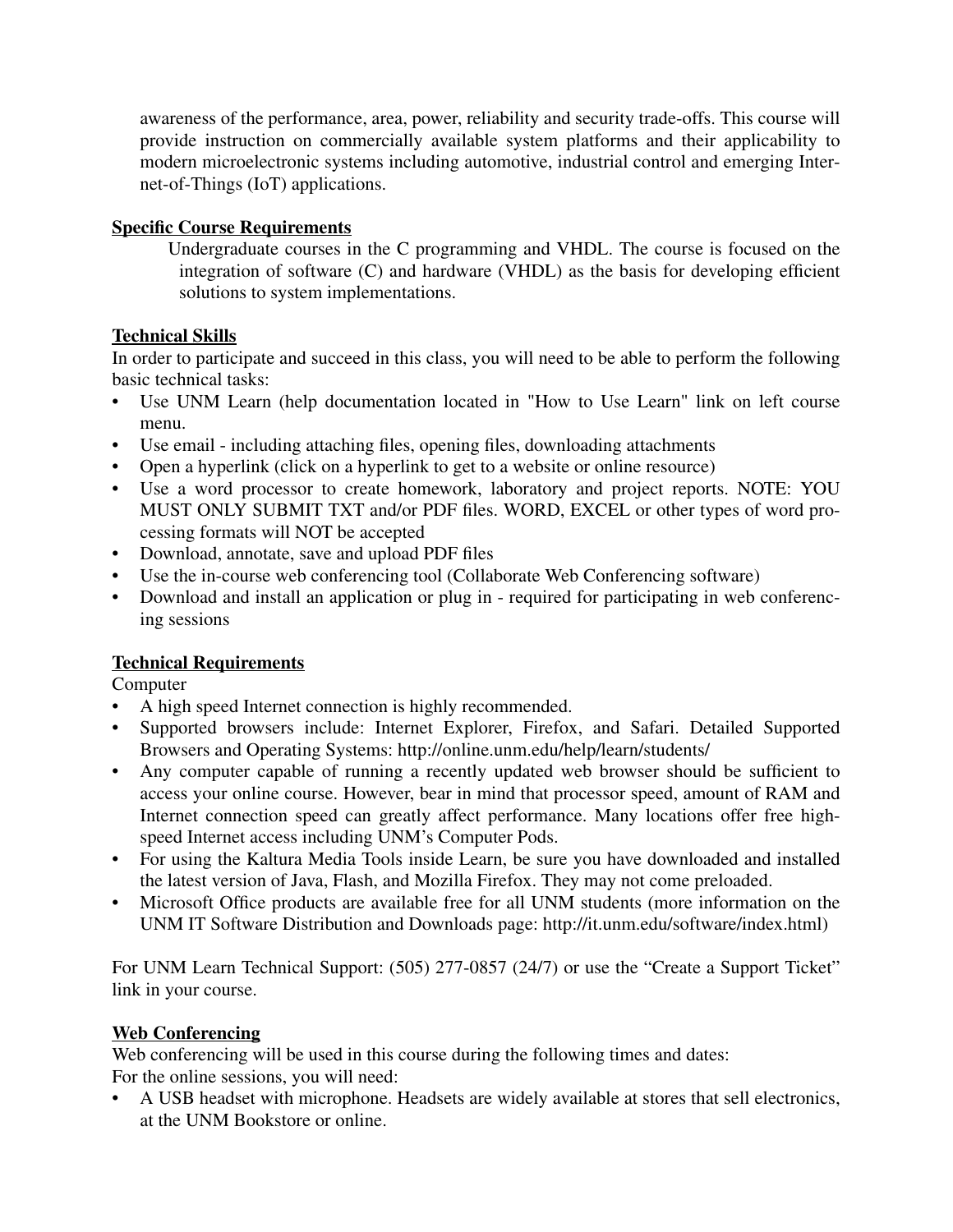awareness of the performance, area, power, reliability and security trade-offs. This course will provide instruction on commercially available system platforms and their applicability to modern microelectronic systems including automotive, industrial control and emerging Internet-of-Things (IoT) applications.

**Specific Course Requirements**

Undergraduate courses in the C programming and VHDL. The course is focused on the integration of software (C) and hardware (VHDL) as the basis for developing efficient solutions to system implementations.

**Technical Skills**

In order to participate and succeed in this class, you will need to be able to perform the following basic technical tasks:

- Use UNM Learn (help documentation located in "How to Use Learn" link on left course menu.
- Use email - including attaching files, opening files, downloading attachments
- Open a hyperlink (click on a hyperlink to get to a website or online resource)
- Use a word processor to create homework, laboratory and project reports. NOTE: YOU MUST ONLY SUBMIT TXT and/or PDF files. WORD, EXCEL or other types of word processing formats will NOT be accepted
- Download, annotate, save and upload PDF files
- Use the in-course web conferencing tool (Collaborate Web Conferencing software)
- Download and install an application or plug in - required for participating in web conferencing sessions

**Technical Requirements**

Computer

- A high speed Internet connection is highly recommended.
- Supported browsers include: Internet Explorer, Firefox, and Safari. Detailed Supported Browsers and Operating Systems: http://online.unm.edu/help/learn/students/
- Any computer capable of running a recently updated web browser should be sufficient to access your online course. However, bear in mind that processor speed, amount of RAM and Internet connection speed can greatly affect performance. Many locations offer free high-speed Internet access including UNM's Computer Pods.
- For using the Kaltura Media Tools inside Learn, be sure you have downloaded and installed the latest version of Java, Flash, and Mozilla Firefox. They may not come preloaded.
- Microsoft Office products are available free for all UNM students (more information on the UNM IT Software Distribution and Downloads page: http://it.unm.edu/software/index.html)

For UNM Learn Technical Support: (505) 277-0857 (24/7) or use the "Create a Support Ticket" link in your course.

**Web Conferencing**

Web conferencing will be used in this course during the following times and dates:
For the online sessions, you will need:

- A USB headset with microphone. Headsets are widely available at stores that sell electronics, at the UNM Bookstore or online.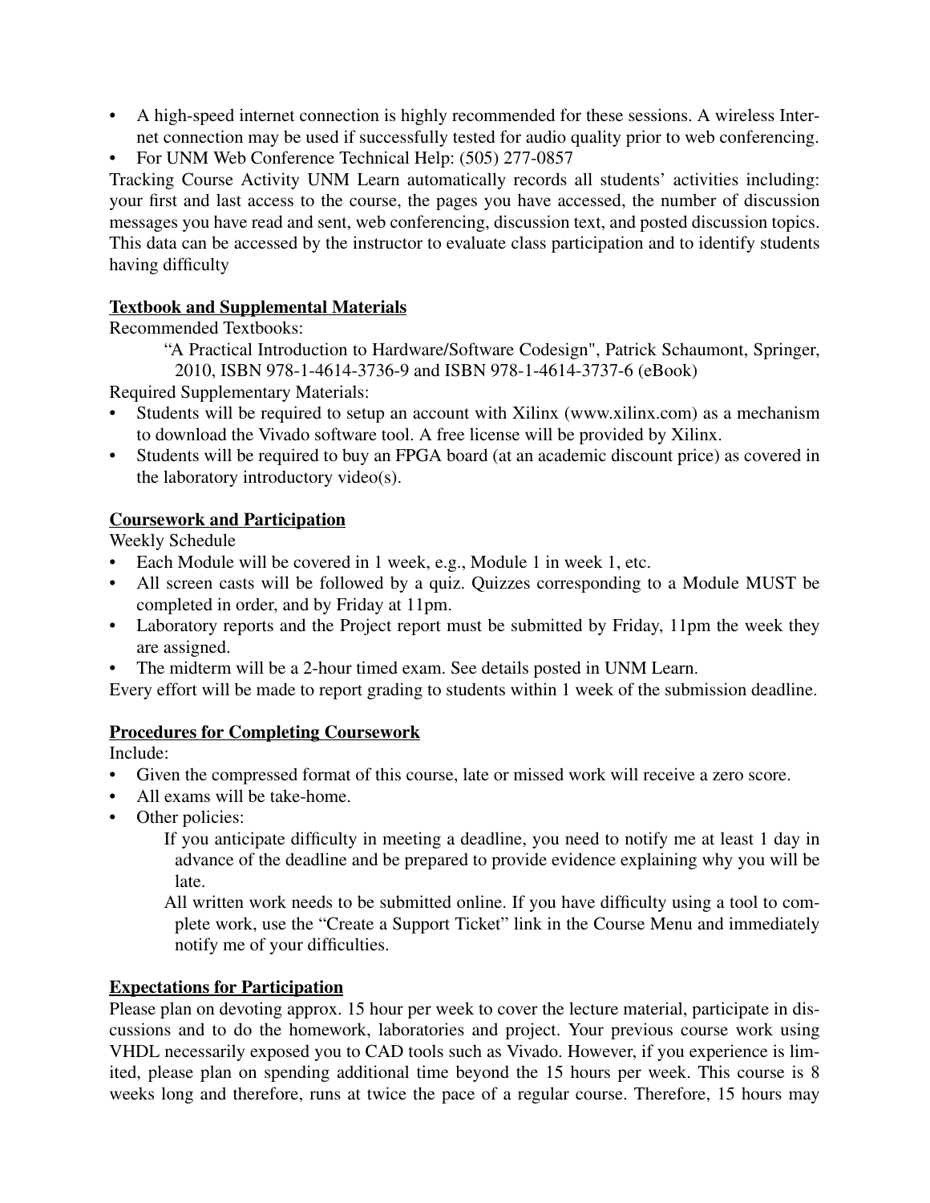- A high-speed internet connection is highly recommended for these sessions. A wireless Internet connection may be used if successfully tested for audio quality prior to web conferencing.
- For UNM Web Conference Technical Help: (505) 277-0857

Tracking Course Activity UNM Learn automatically records all students' activities including: your first and last access to the course, the pages you have accessed, the number of discussion messages you have read and sent, web conferencing, discussion text, and posted discussion topics. This data can be accessed by the instructor to evaluate class participation and to identify students having difficulty

## Textbook and Supplemental Materials

Recommended Textbooks:

> "A Practical Introduction to Hardware/Software Codesign", Patrick Schaumont, Springer, 2010, ISBN 978-1-4614-3736-9 and ISBN 978-1-4614-3737-6 (eBook)

Required Supplementary Materials:

- Students will be required to setup an account with Xilinx (www.xilinx.com) as a mechanism to download the Vivado software tool. A free license will be provided by Xilinx.
- Students will be required to buy an FPGA board (at an academic discount price) as covered in the laboratory introductory video(s).

## Coursework and Participation

Weekly Schedule

- Each Module will be covered in 1 week, e.g., Module 1 in week 1, etc.
- All screen casts will be followed by a quiz. Quizzes corresponding to a Module MUST be completed in order, and by Friday at 11pm.
- Laboratory reports and the Project report must be submitted by Friday, 11pm the week they are assigned.
- The midterm will be a 2-hour timed exam. See details posted in UNM Learn.

Every effort will be made to report grading to students within 1 week of the submission deadline.

## Procedures for Completing Coursework

Include:

- Given the compressed format of this course, late or missed work will receive a zero score.
- All exams will be take-home.
- Other policies:
  - If you anticipate difficulty in meeting a deadline, you need to notify me at least 1 day in advance of the deadline and be prepared to provide evidence explaining why you will be late.
  - All written work needs to be submitted online. If you have difficulty using a tool to complete work, use the "Create a Support Ticket" link in the Course Menu and immediately notify me of your difficulties.

## Expectations for Participation

Please plan on devoting approx. 15 hour per week to cover the lecture material, participate in discussions and to do the homework, laboratories and project. Your previous course work using VHDL necessarily exposed you to CAD tools such as Vivado. However, if you experience is limited, please plan on spending additional time beyond the 15 hours per week. This course is 8 weeks long and therefore, runs at twice the pace of a regular course. Therefore, 15 hours may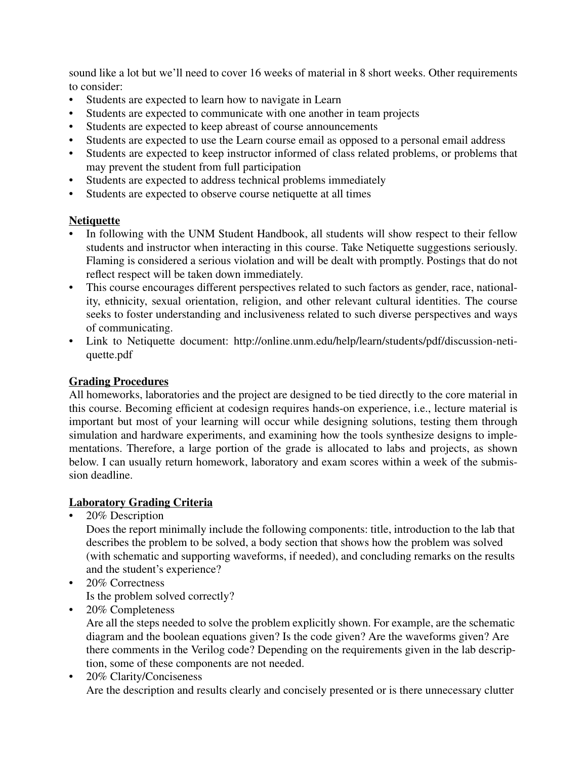sound like a lot but we'll need to cover 16 weeks of material in 8 short weeks. Other requirements to consider:

- Students are expected to learn how to navigate in Learn
- Students are expected to communicate with one another in team projects
- Students are expected to keep abreast of course announcements
- Students are expected to use the Learn course email as opposed to a personal email address
- Students are expected to keep instructor informed of class related problems, or problems that may prevent the student from full participation
- Students are expected to address technical problems immediately
- Students are expected to observe course netiquette at all times

**Netiquette**

- In following with the UNM Student Handbook, all students will show respect to their fellow students and instructor when interacting in this course. Take Netiquette suggestions seriously. Flaming is considered a serious violation and will be dealt with promptly. Postings that do not reflect respect will be taken down immediately.
- This course encourages different perspectives related to such factors as gender, race, nationality, ethnicity, sexual orientation, religion, and other relevant cultural identities. The course seeks to foster understanding and inclusiveness related to such diverse perspectives and ways of communicating.
- Link to Netiquette document: http://online.unm.edu/help/learn/students/pdf/discussion-netiquette.pdf

**Grading Procedures**

All homeworks, laboratories and the project are designed to be tied directly to the core material in this course. Becoming efficient at codesign requires hands-on experience, i.e., lecture material is important but most of your learning will occur while designing solutions, testing them through simulation and hardware experiments, and examining how the tools synthesize designs to implementations. Therefore, a large portion of the grade is allocated to labs and projects, as shown below. I can usually return homework, laboratory and exam scores within a week of the submission deadline.

**Laboratory Grading Criteria**

- 20% Description
  Does the report minimally include the following components: title, introduction to the lab that describes the problem to be solved, a body section that shows how the problem was solved (with schematic and supporting waveforms, if needed), and concluding remarks on the results and the student's experience?
- 20% Correctness
  Is the problem solved correctly?
- 20% Completeness
  Are all the steps needed to solve the problem explicitly shown. For example, are the schematic diagram and the boolean equations given? Is the code given? Are the waveforms given? Are there comments in the Verilog code? Depending on the requirements given in the lab description, some of these components are not needed.
- 20% Clarity/Conciseness
  Are the description and results clearly and concisely presented or is there unnecessary clutter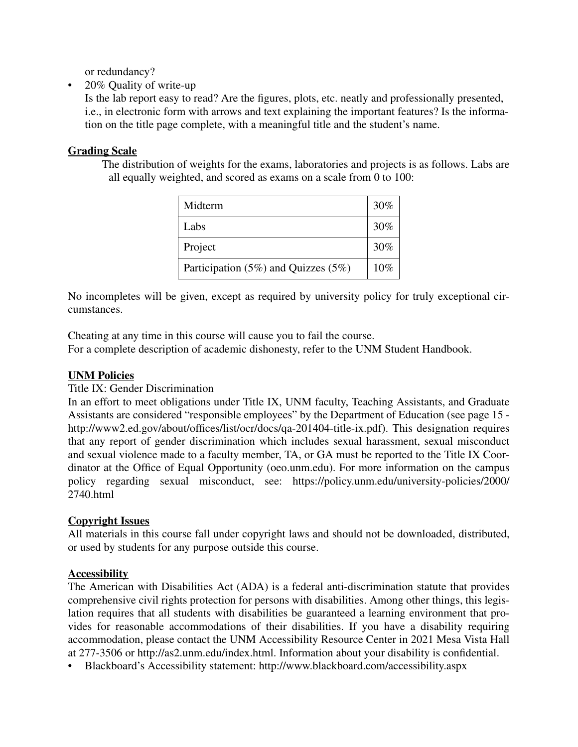or redundancy?

- 20% Quality of write-up
  Is the lab report easy to read? Are the figures, plots, etc. neatly and professionally presented, i.e., in electronic form with arrows and text explaining the important features? Is the information on the title page complete, with a meaningful title and the student's name.

## Grading Scale

The distribution of weights for the exams, laboratories and projects is as follows. Labs are all equally weighted, and scored as exams on a scale from 0 to 100:

| Midterm | 30% |
|---|---|
| Labs | 30% |
| Project | 30% |
| Participation (5%) and Quizzes (5%) | 10% |

No incompletes will be given, except as required by university policy for truly exceptional circumstances.

Cheating at any time in this course will cause you to fail the course.
For a complete description of academic dishonesty, refer to the UNM Student Handbook.

## UNM Policies

Title IX: Gender Discrimination

In an effort to meet obligations under Title IX, UNM faculty, Teaching Assistants, and Graduate Assistants are considered "responsible employees" by the Department of Education (see page 15 - http://www2.ed.gov/about/offices/list/ocr/docs/qa-201404-title-ix.pdf). This designation requires that any report of gender discrimination which includes sexual harassment, sexual misconduct and sexual violence made to a faculty member, TA, or GA must be reported to the Title IX Coordinator at the Office of Equal Opportunity (oeo.unm.edu). For more information on the campus policy regarding sexual misconduct, see: https://policy.unm.edu/university-policies/2000/2740.html

## Copyright Issues

All materials in this course fall under copyright laws and should not be downloaded, distributed, or used by students for any purpose outside this course.

## Accessibility

The American with Disabilities Act (ADA) is a federal anti-discrimination statute that provides comprehensive civil rights protection for persons with disabilities. Among other things, this legislation requires that all students with disabilities be guaranteed a learning environment that provides for reasonable accommodations of their disabilities. If you have a disability requiring accommodation, please contact the UNM Accessibility Resource Center in 2021 Mesa Vista Hall at 277-3506 or http://as2.unm.edu/index.html. Information about your disability is confidential.

- Blackboard's Accessibility statement: http://www.blackboard.com/accessibility.aspx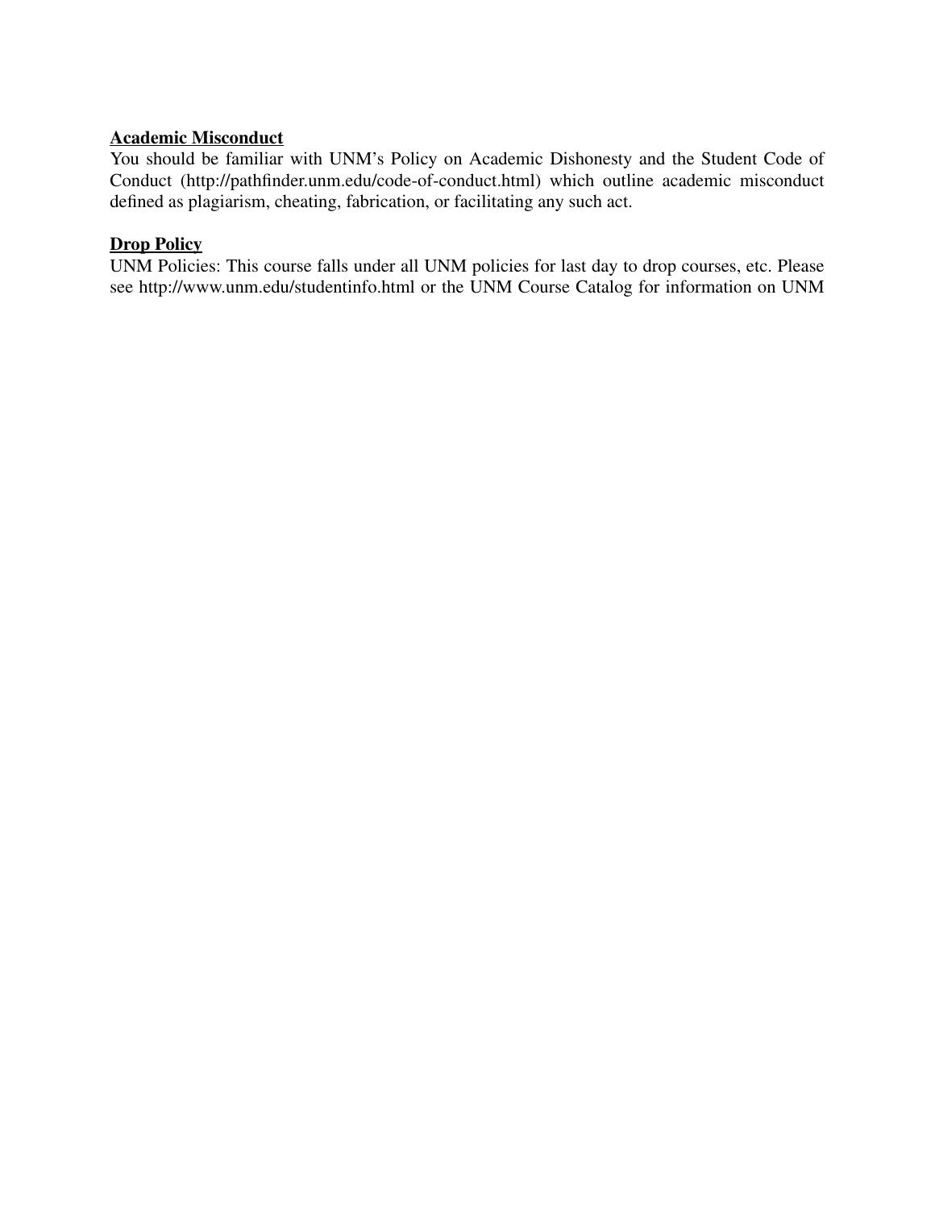**Academic Misconduct**
You should be familiar with UNM's Policy on Academic Dishonesty and the Student Code of Conduct (http://pathfinder.unm.edu/code-of-conduct.html) which outline academic misconduct defined as plagiarism, cheating, fabrication, or facilitating any such act.

**Drop Policy**
UNM Policies: This course falls under all UNM policies for last day to drop courses, etc. Please see http://www.unm.edu/studentinfo.html or the UNM Course Catalog for information on UNM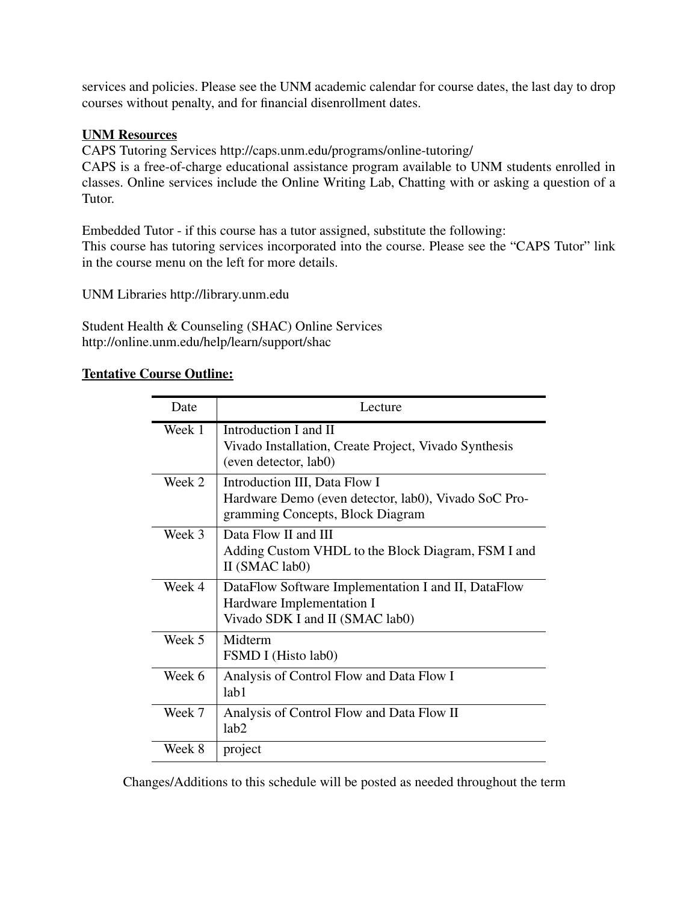services and policies. Please see the UNM academic calendar for course dates, the last day to drop courses without penalty, and for financial disenrollment dates.

**UNM Resources**

CAPS Tutoring Services http://caps.unm.edu/programs/online-tutoring/
CAPS is a free-of-charge educational assistance program available to UNM students enrolled in classes. Online services include the Online Writing Lab, Chatting with or asking a question of a Tutor.

Embedded Tutor - if this course has a tutor assigned, substitute the following:
This course has tutoring services incorporated into the course. Please see the "CAPS Tutor" link in the course menu on the left for more details.

UNM Libraries http://library.unm.edu

Student Health & Counseling (SHAC) Online Services
http://online.unm.edu/help/learn/support/shac

**Tentative Course Outline:**

| Date | Lecture |
|---|---|
| Week 1 | Introduction I and II<br>Vivado Installation, Create Project, Vivado Synthesis (even detector, lab0) |
| Week 2 | Introduction III, Data Flow I<br>Hardware Demo (even detector, lab0), Vivado SoC Programming Concepts, Block Diagram |
| Week 3 | Data Flow II and III<br>Adding Custom VHDL to the Block Diagram, FSM I and II (SMAC lab0) |
| Week 4 | DataFlow Software Implementation I and II, DataFlow Hardware Implementation I<br>Vivado SDK I and II (SMAC lab0) |
| Week 5 | Midterm<br>FSMD I (Histo lab0) |
| Week 6 | Analysis of Control Flow and Data Flow I<br>lab1 |
| Week 7 | Analysis of Control Flow and Data Flow II<br>lab2 |
| Week 8 | project |

Changes/Additions to this schedule will be posted as needed throughout the term